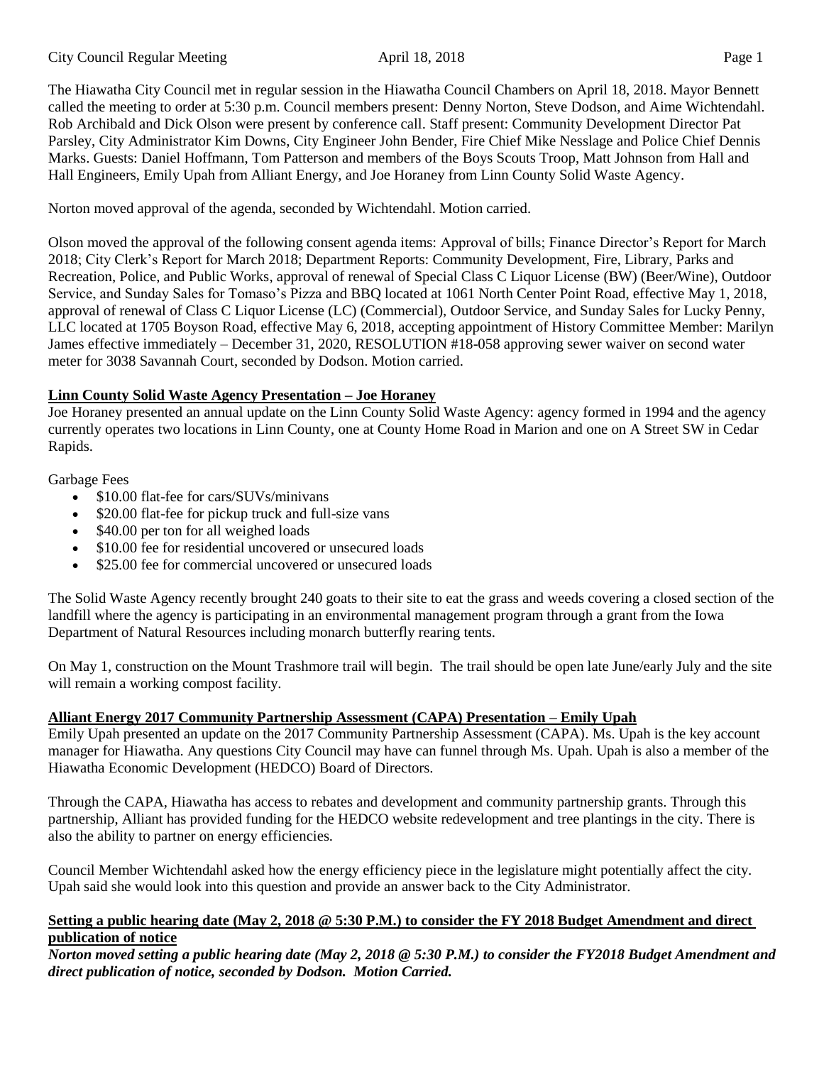The Hiawatha City Council met in regular session in the Hiawatha Council Chambers on April 18, 2018. Mayor Bennett called the meeting to order at 5:30 p.m. Council members present: Denny Norton, Steve Dodson, and Aime Wichtendahl. Rob Archibald and Dick Olson were present by conference call. Staff present: Community Development Director Pat Parsley, City Administrator Kim Downs, City Engineer John Bender, Fire Chief Mike Nesslage and Police Chief Dennis Marks. Guests: Daniel Hoffmann, Tom Patterson and members of the Boys Scouts Troop, Matt Johnson from Hall and Hall Engineers, Emily Upah from Alliant Energy, and Joe Horaney from Linn County Solid Waste Agency.

Norton moved approval of the agenda, seconded by Wichtendahl. Motion carried.

Olson moved the approval of the following consent agenda items: Approval of bills; Finance Director's Report for March 2018; City Clerk's Report for March 2018; Department Reports: Community Development, Fire, Library, Parks and Recreation, Police, and Public Works, approval of renewal of Special Class C Liquor License (BW) (Beer/Wine), Outdoor Service, and Sunday Sales for Tomaso's Pizza and BBQ located at 1061 North Center Point Road, effective May 1, 2018, approval of renewal of Class C Liquor License (LC) (Commercial), Outdoor Service, and Sunday Sales for Lucky Penny, LLC located at 1705 Boyson Road, effective May 6, 2018, accepting appointment of History Committee Member: Marilyn James effective immediately – December 31, 2020, RESOLUTION #18-058 approving sewer waiver on second water meter for 3038 Savannah Court, seconded by Dodson. Motion carried.

**Linn County Solid Waste Agency Presentation – Joe Horaney**

Joe Horaney presented an annual update on the Linn County Solid Waste Agency: agency formed in 1994 and the agency currently operates two locations in Linn County, one at County Home Road in Marion and one on A Street SW in Cedar Rapids.

Garbage Fees

- $10.00 flat-fee for cars/SUVs/minivans
- $20.00 flat-fee for pickup truck and full-size vans
- $40.00 per ton for all weighed loads
- $10.00 fee for residential uncovered or unsecured loads
- $25.00 fee for commercial uncovered or unsecured loads

The Solid Waste Agency recently brought 240 goats to their site to eat the grass and weeds covering a closed section of the landfill where the agency is participating in an environmental management program through a grant from the Iowa Department of Natural Resources including monarch butterfly rearing tents.

On May 1, construction on the Mount Trashmore trail will begin. The trail should be open late June/early July and the site will remain a working compost facility.

**Alliant Energy 2017 Community Partnership Assessment (CAPA) Presentation – Emily Upah**

Emily Upah presented an update on the 2017 Community Partnership Assessment (CAPA). Ms. Upah is the key account manager for Hiawatha. Any questions City Council may have can funnel through Ms. Upah. Upah is also a member of the Hiawatha Economic Development (HEDCO) Board of Directors.

Through the CAPA, Hiawatha has access to rebates and development and community partnership grants. Through this partnership, Alliant has provided funding for the HEDCO website redevelopment and tree plantings in the city. There is also the ability to partner on energy efficiencies.

Council Member Wichtendahl asked how the energy efficiency piece in the legislature might potentially affect the city. Upah said she would look into this question and provide an answer back to the City Administrator.

**Setting a public hearing date (May 2, 2018 @ 5:30 P.M.) to consider the FY 2018 Budget Amendment and direct publication of notice**

***Norton moved setting a public hearing date (May 2, 2018 @ 5:30 P.M.) to consider the FY2018 Budget Amendment and direct publication of notice, seconded by Dodson. Motion Carried.***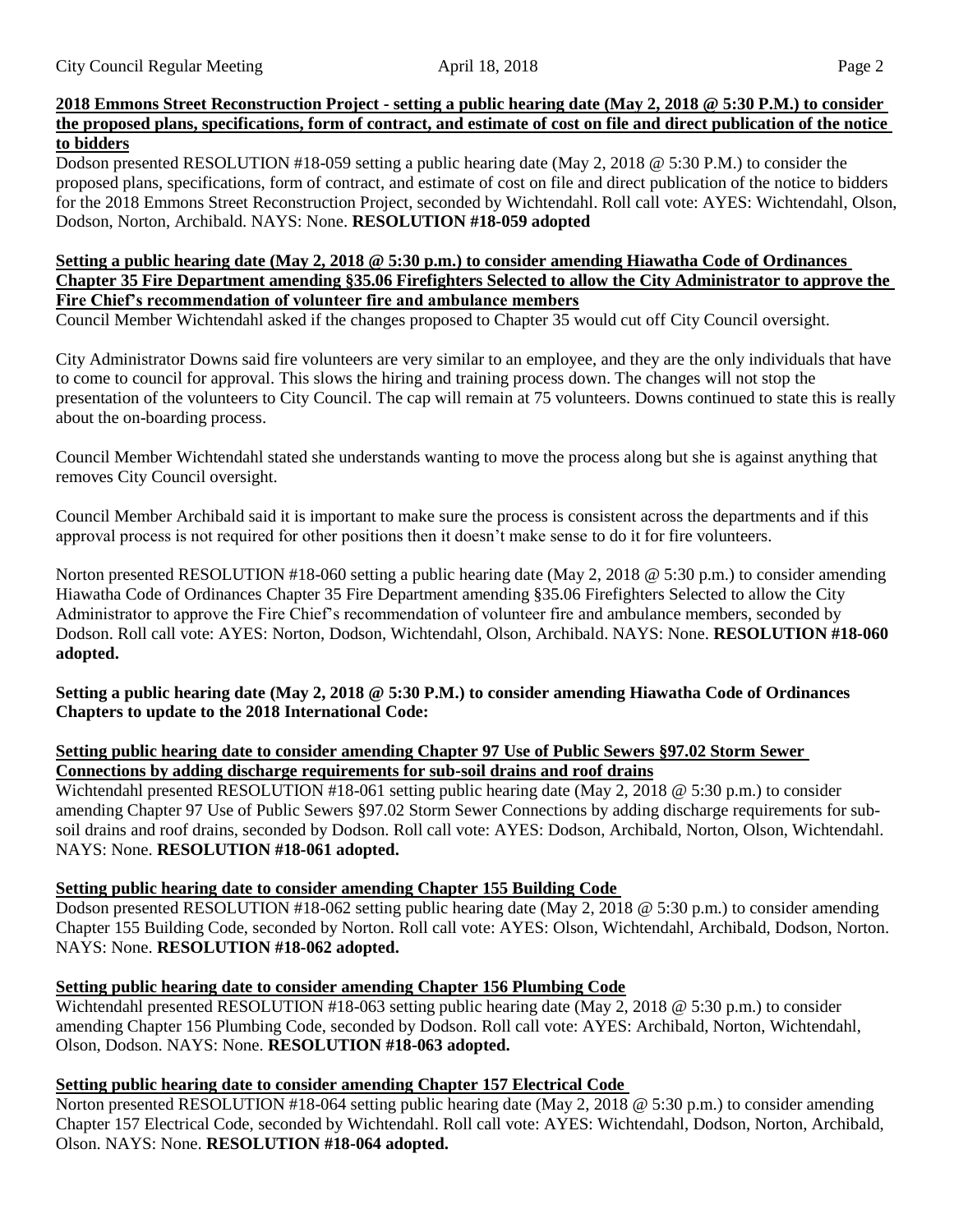**2018 Emmons Street Reconstruction Project - setting a public hearing date (May 2, 2018 @ 5:30 P.M.) to consider the proposed plans, specifications, form of contract, and estimate of cost on file and direct publication of the notice to bidders**

Dodson presented RESOLUTION #18-059 setting a public hearing date (May 2, 2018 @ 5:30 P.M.) to consider the proposed plans, specifications, form of contract, and estimate of cost on file and direct publication of the notice to bidders for the 2018 Emmons Street Reconstruction Project, seconded by Wichtendahl. Roll call vote: AYES: Wichtendahl, Olson, Dodson, Norton, Archibald. NAYS: None. **RESOLUTION #18-059 adopted**

**Setting a public hearing date (May 2, 2018 @ 5:30 p.m.) to consider amending Hiawatha Code of Ordinances Chapter 35 Fire Department amending §35.06 Firefighters Selected to allow the City Administrator to approve the Fire Chief's recommendation of volunteer fire and ambulance members**

Council Member Wichtendahl asked if the changes proposed to Chapter 35 would cut off City Council oversight.

City Administrator Downs said fire volunteers are very similar to an employee, and they are the only individuals that have to come to council for approval. This slows the hiring and training process down. The changes will not stop the presentation of the volunteers to City Council. The cap will remain at 75 volunteers. Downs continued to state this is really about the on-boarding process.

Council Member Wichtendahl stated she understands wanting to move the process along but she is against anything that removes City Council oversight.

Council Member Archibald said it is important to make sure the process is consistent across the departments and if this approval process is not required for other positions then it doesn't make sense to do it for fire volunteers.

Norton presented RESOLUTION #18-060 setting a public hearing date (May 2, 2018 @ 5:30 p.m.) to consider amending Hiawatha Code of Ordinances Chapter 35 Fire Department amending §35.06 Firefighters Selected to allow the City Administrator to approve the Fire Chief's recommendation of volunteer fire and ambulance members, seconded by Dodson. Roll call vote: AYES: Norton, Dodson, Wichtendahl, Olson, Archibald. NAYS: None. **RESOLUTION #18-060 adopted.**

**Setting a public hearing date (May 2, 2018 @ 5:30 P.M.) to consider amending Hiawatha Code of Ordinances Chapters to update to the 2018 International Code:**

**Setting public hearing date to consider amending Chapter 97 Use of Public Sewers §97.02 Storm Sewer Connections by adding discharge requirements for sub-soil drains and roof drains**

Wichtendahl presented RESOLUTION #18-061 setting public hearing date (May 2, 2018 @ 5:30 p.m.) to consider amending Chapter 97 Use of Public Sewers §97.02 Storm Sewer Connections by adding discharge requirements for sub-soil drains and roof drains, seconded by Dodson. Roll call vote: AYES: Dodson, Archibald, Norton, Olson, Wichtendahl. NAYS: None. **RESOLUTION #18-061 adopted.**

**Setting public hearing date to consider amending Chapter 155 Building Code**

Dodson presented RESOLUTION #18-062 setting public hearing date (May 2, 2018 @ 5:30 p.m.) to consider amending Chapter 155 Building Code, seconded by Norton. Roll call vote: AYES: Olson, Wichtendahl, Archibald, Dodson, Norton. NAYS: None. **RESOLUTION #18-062 adopted.**

**Setting public hearing date to consider amending Chapter 156 Plumbing Code**

Wichtendahl presented RESOLUTION #18-063 setting public hearing date (May 2, 2018 @ 5:30 p.m.) to consider amending Chapter 156 Plumbing Code, seconded by Dodson. Roll call vote: AYES: Archibald, Norton, Wichtendahl, Olson, Dodson. NAYS: None. **RESOLUTION #18-063 adopted.**

**Setting public hearing date to consider amending Chapter 157 Electrical Code**

Norton presented RESOLUTION #18-064 setting public hearing date (May 2, 2018 @ 5:30 p.m.) to consider amending Chapter 157 Electrical Code, seconded by Wichtendahl. Roll call vote: AYES: Wichtendahl, Dodson, Norton, Archibald, Olson. NAYS: None. **RESOLUTION #18-064 adopted.**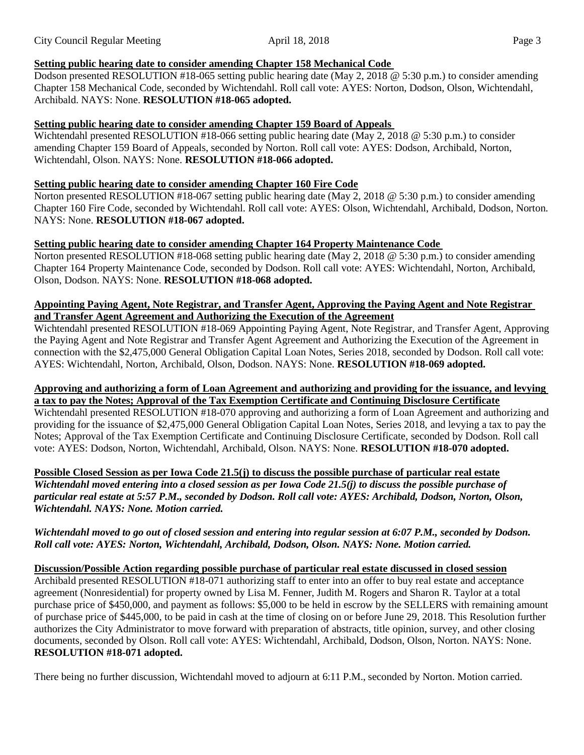**Setting public hearing date to consider amending Chapter 158 Mechanical Code**

Dodson presented RESOLUTION #18-065 setting public hearing date (May 2, 2018 @ 5:30 p.m.) to consider amending Chapter 158 Mechanical Code, seconded by Wichtendahl. Roll call vote: AYES: Norton, Dodson, Olson, Wichtendahl, Archibald. NAYS: None. **RESOLUTION #18-065 adopted.**

**Setting public hearing date to consider amending Chapter 159 Board of Appeals**

Wichtendahl presented RESOLUTION #18-066 setting public hearing date (May 2, 2018 @ 5:30 p.m.) to consider amending Chapter 159 Board of Appeals, seconded by Norton. Roll call vote: AYES: Dodson, Archibald, Norton, Wichtendahl, Olson. NAYS: None. **RESOLUTION #18-066 adopted.**

**Setting public hearing date to consider amending Chapter 160 Fire Code**

Norton presented RESOLUTION #18-067 setting public hearing date (May 2, 2018 @ 5:30 p.m.) to consider amending Chapter 160 Fire Code, seconded by Wichtendahl. Roll call vote: AYES: Olson, Wichtendahl, Archibald, Dodson, Norton. NAYS: None. **RESOLUTION #18-067 adopted.**

**Setting public hearing date to consider amending Chapter 164 Property Maintenance Code**

Norton presented RESOLUTION #18-068 setting public hearing date (May 2, 2018 @ 5:30 p.m.) to consider amending Chapter 164 Property Maintenance Code, seconded by Dodson. Roll call vote: AYES: Wichtendahl, Norton, Archibald, Olson, Dodson. NAYS: None. **RESOLUTION #18-068 adopted.**

**Appointing Paying Agent, Note Registrar, and Transfer Agent, Approving the Paying Agent and Note Registrar and Transfer Agent Agreement and Authorizing the Execution of the Agreement**

Wichtendahl presented RESOLUTION #18-069 Appointing Paying Agent, Note Registrar, and Transfer Agent, Approving the Paying Agent and Note Registrar and Transfer Agent Agreement and Authorizing the Execution of the Agreement in connection with the $2,475,000 General Obligation Capital Loan Notes, Series 2018, seconded by Dodson. Roll call vote: AYES: Wichtendahl, Norton, Archibald, Olson, Dodson. NAYS: None. **RESOLUTION #18-069 adopted.**

**Approving and authorizing a form of Loan Agreement and authorizing and providing for the issuance, and levying a tax to pay the Notes; Approval of the Tax Exemption Certificate and Continuing Disclosure Certificate**

Wichtendahl presented RESOLUTION #18-070 approving and authorizing a form of Loan Agreement and authorizing and providing for the issuance of $2,475,000 General Obligation Capital Loan Notes, Series 2018, and levying a tax to pay the Notes; Approval of the Tax Exemption Certificate and Continuing Disclosure Certificate, seconded by Dodson. Roll call vote: AYES: Dodson, Norton, Wichtendahl, Archibald, Olson. NAYS: None. **RESOLUTION #18-070 adopted.**

**Possible Closed Session as per Iowa Code 21.5(j) to discuss the possible purchase of particular real estate**

***Wichtendahl moved entering into a closed session as per Iowa Code 21.5(j) to discuss the possible purchase of particular real estate at 5:57 P.M., seconded by Dodson. Roll call vote: AYES: Archibald, Dodson, Norton, Olson, Wichtendahl. NAYS: None. Motion carried.***

***Wichtendahl moved to go out of closed session and entering into regular session at 6:07 P.M., seconded by Dodson. Roll call vote: AYES: Norton, Wichtendahl, Archibald, Dodson, Olson. NAYS: None. Motion carried.***

**Discussion/Possible Action regarding possible purchase of particular real estate discussed in closed session**

Archibald presented RESOLUTION #18-071 authorizing staff to enter into an offer to buy real estate and acceptance agreement (Nonresidential) for property owned by Lisa M. Fenner, Judith M. Rogers and Sharon R. Taylor at a total purchase price of $450,000, and payment as follows: $5,000 to be held in escrow by the SELLERS with remaining amount of purchase price of $445,000, to be paid in cash at the time of closing on or before June 29, 2018. This Resolution further authorizes the City Administrator to move forward with preparation of abstracts, title opinion, survey, and other closing documents, seconded by Olson. Roll call vote: AYES: Wichtendahl, Archibald, Dodson, Olson, Norton. NAYS: None. **RESOLUTION #18-071 adopted.**

There being no further discussion, Wichtendahl moved to adjourn at 6:11 P.M., seconded by Norton. Motion carried.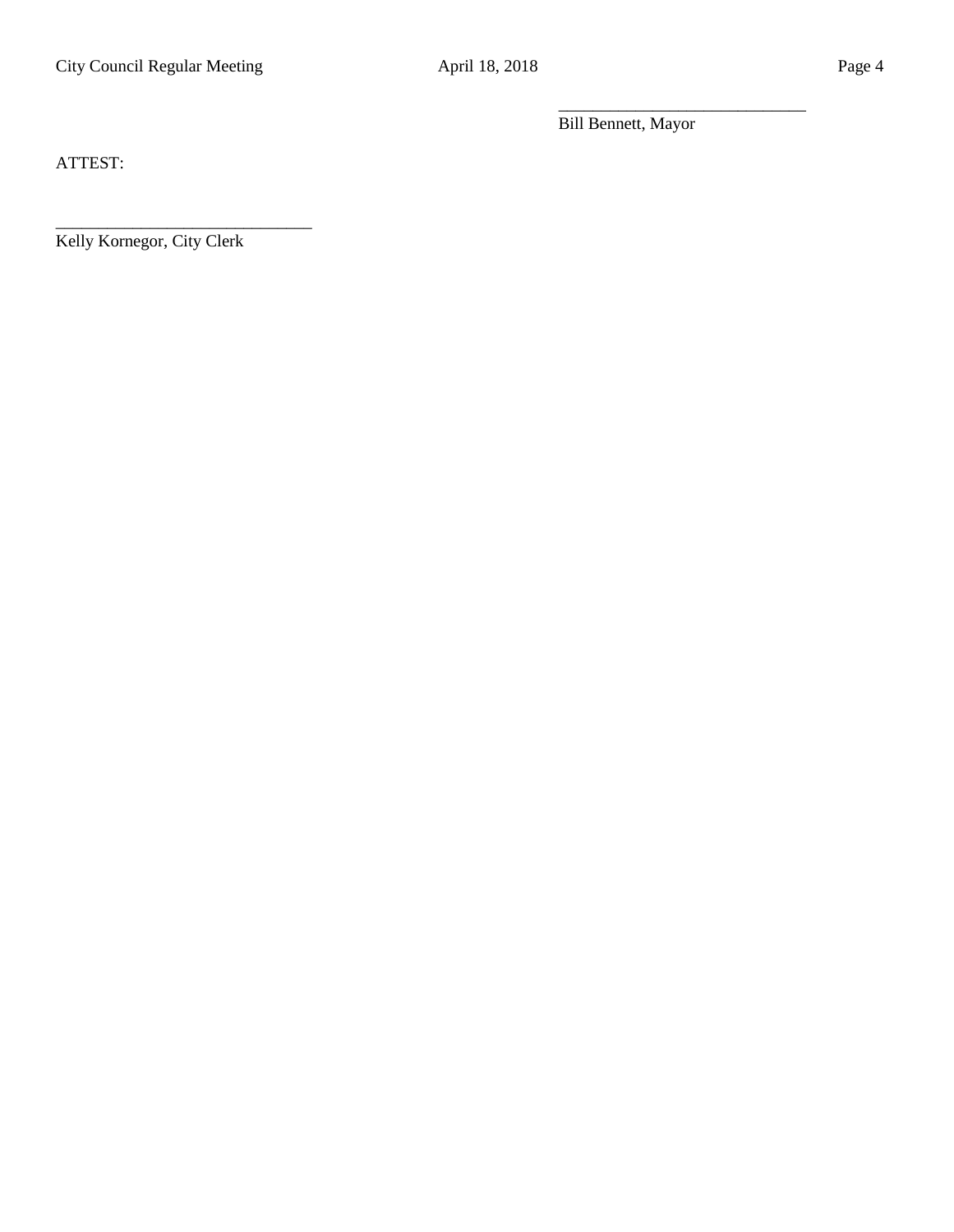______________________________
Bill Bennett, Mayor

ATTEST:

______________________________
Kelly Kornegor, City Clerk